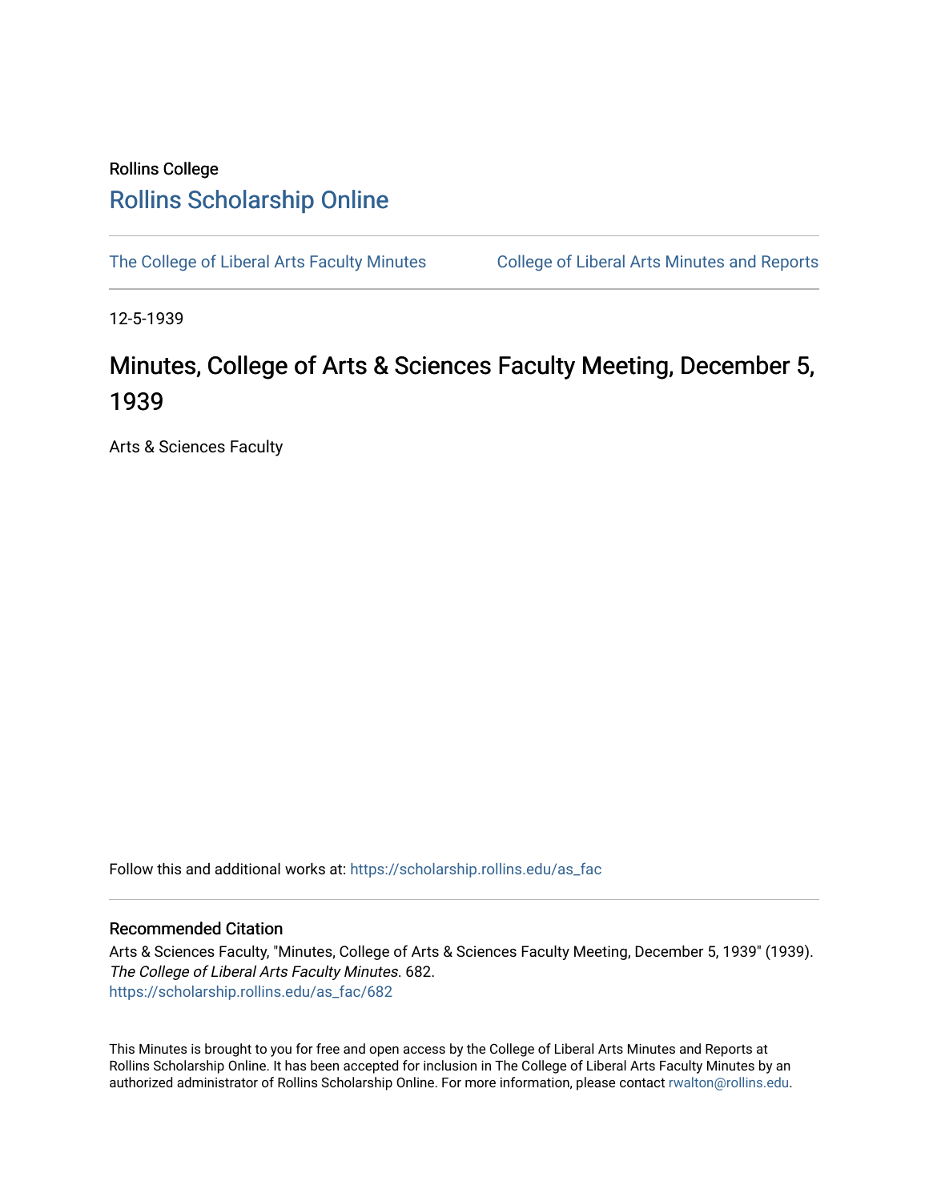Rollins College

# Rollins Scholarship Online

The College of Liberal Arts Faculty Minutes | College of Liberal Arts Minutes and Reports

12-5-1939

## Minutes, College of Arts & Sciences Faculty Meeting, December 5, 1939

Arts & Sciences Faculty

Follow this and additional works at: https://scholarship.rollins.edu/as_fac

### Recommended Citation

Arts & Sciences Faculty, "Minutes, College of Arts & Sciences Faculty Meeting, December 5, 1939" (1939). *The College of Liberal Arts Faculty Minutes*. 682.
https://scholarship.rollins.edu/as_fac/682

This Minutes is brought to you for free and open access by the College of Liberal Arts Minutes and Reports at Rollins Scholarship Online. It has been accepted for inclusion in The College of Liberal Arts Faculty Minutes by an authorized administrator of Rollins Scholarship Online. For more information, please contact rwalton@rollins.edu.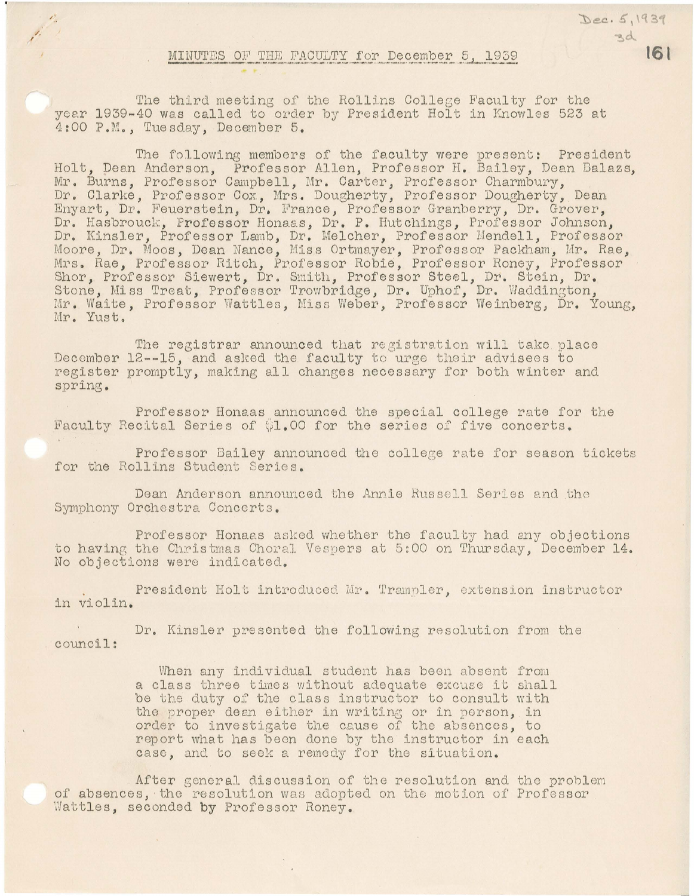MINUTES OF THE FACULTY for December 5, 1939

The third meeting of the Rollins College Faculty for the year 1939-40 was called to order by President Holt in Knowles 523 at 4:00 P.M., Tuesday, December 5.

The following members of the faculty were present: President Holt, Dean Anderson, Professor Allen, Professor H. Bailey, Dean Balazs, Mr. Burns, Professor Campbell, Mr. Carter, Professor Charmbury, Dr. Clarke, Professor Cox, Mrs. Dougherty, Professor Dougherty, Dean Enyart, Dr. Feuerstein, Dr. France, Professor Granberry, Dr. Grover, Dr. Hasbrouck, Professor Honaas, Dr. P. Hutchings, Professor Johnson, Dr. Kinsler, Professor Lamb, Dr. Melcher, Professor Mendell, Professor Moore, Dr. Moos, Dean Nance, Miss Ortmayer, Professor Packham, Mr. Rae, Mrs. Rae, Professor Ritch, Professor Robie, Professor Roney, Professor Shor, Professor Siewert, Dr. Smith, Professor Steel, Dr. Stein, Dr. Stone, Miss Treat, Professor Trowbridge, Dr. Uphof, Dr. Waddington, Mr. Waite, Professor Wattles, Miss Weber, Professor Weinberg, Dr. Young, Mr. Yust.

The registrar announced that registration will take place December 12--15, and asked the faculty to urge their advisees to register promptly, making all changes necessary for both winter and spring.

Professor Honaas announced the special college rate for the Faculty Recital Series of $1.00 for the series of five concerts.

Professor Bailey announced the college rate for season tickets for the Rollins Student Series.

Dean Anderson announced the Annie Russell Series and the Symphony Orchestra Concerts.

Professor Honaas asked whether the faculty had any objections to having the Christmas Choral Vespers at 5:00 on Thursday, December 14. No objections were indicated.

President Holt introduced Mr. Trampler, extension instructor in violin.

Dr. Kinsler presented the following resolution from the council:

> When any individual student has been absent from a class three times without adequate excuse it shall be the duty of the class instructor to consult with the proper dean either in writing or in person, in order to investigate the cause of the absences, to report what has been done by the instructor in each case, and to seek a remedy for the situation.

After general discussion of the resolution and the problem of absences, the resolution was adopted on the motion of Professor Wattles, seconded by Professor Roney.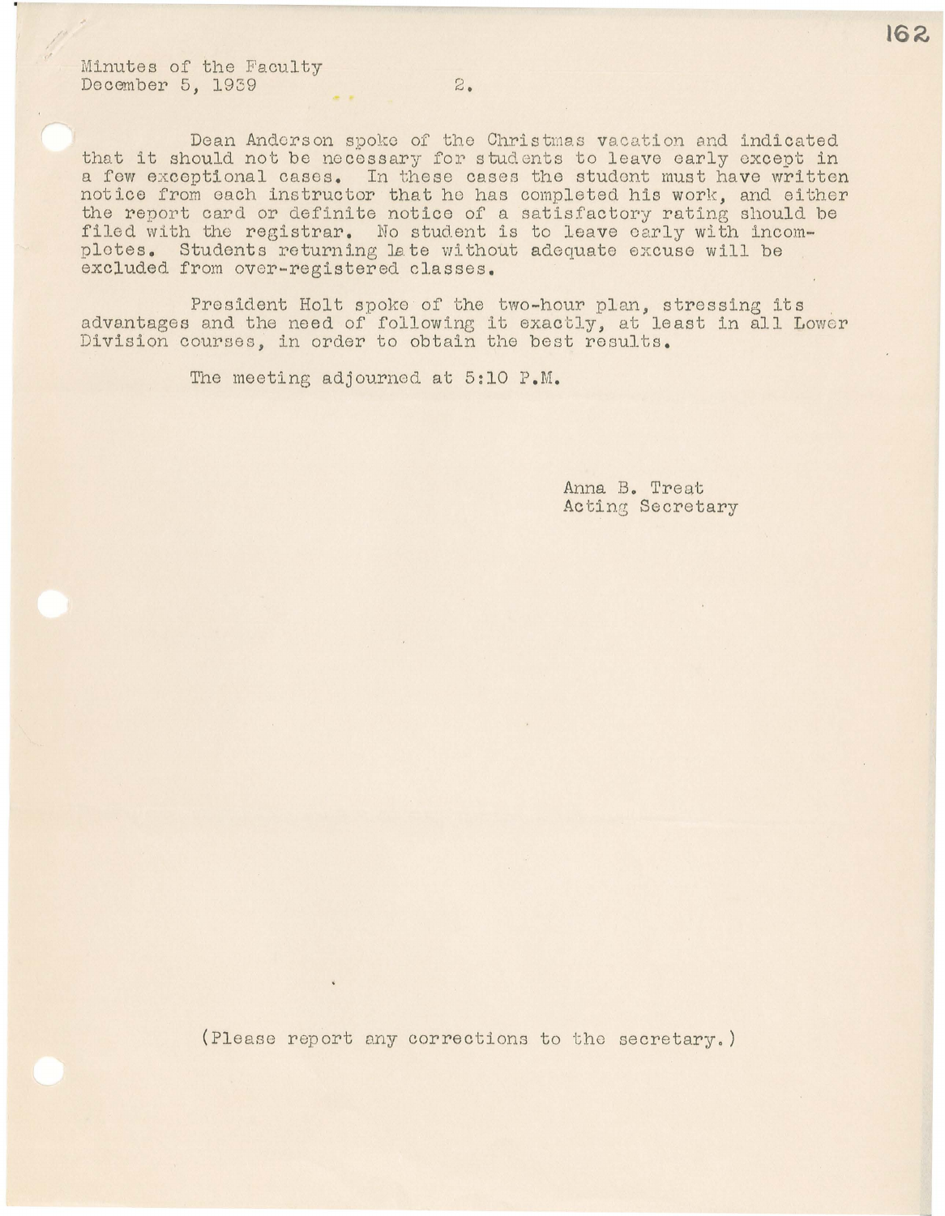Dean Anderson spoke of the Christmas vacation and indicated that it should not be necessary for students to leave early except in a few exceptional cases. In these cases the student must have written notice from each instructor that he has completed his work, and either the report card or definite notice of a satisfactory rating should be filed with the registrar. No student is to leave early with incompletes. Students returning late without adequate excuse will be excluded from over-registered classes.

President Holt spoke of the two-hour plan, stressing its advantages and the need of following it exactly, at least in all Lower Division courses, in order to obtain the best results.

The meeting adjourned at 5:10 P.M.

Anna B. Treat
Acting Secretary

(Please report any corrections to the secretary.)